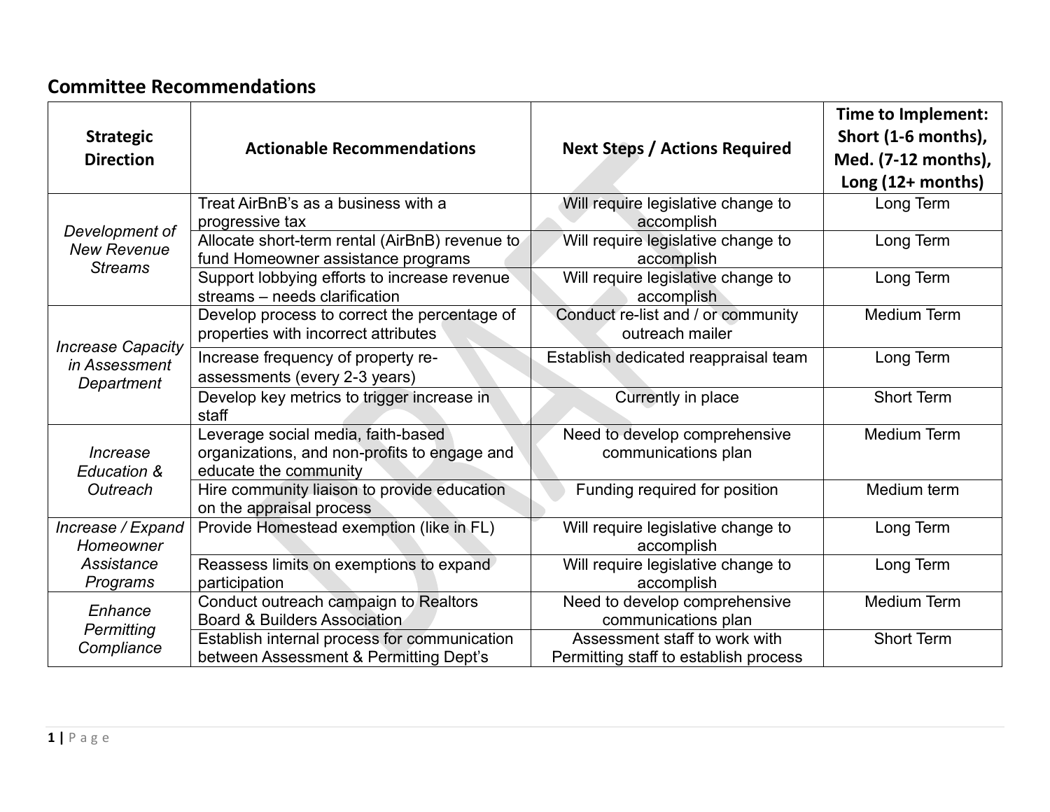## Committee Recommendations

| Strategic Direction | Actionable Recommendations | Next Steps / Actions Required | Time to Implement: Short (1-6 months), Med. (7-12 months), Long (12+ months) |
|---|---|---|---|
| *Development of New Revenue Streams* | Treat AirBnB's as a business with a progressive tax | Will require legislative change to accomplish | Long Term |
| | Allocate short-term rental (AirBnB) revenue to fund Homeowner assistance programs | Will require legislative change to accomplish | Long Term |
| | Support lobbying efforts to increase revenue streams – needs clarification | Will require legislative change to accomplish | Long Term |
| *Increase Capacity in Assessment Department* | Develop process to correct the percentage of properties with incorrect attributes | Conduct re-list and / or community outreach mailer | Medium Term |
| | Increase frequency of property re-assessments (every 2-3 years) | Establish dedicated reappraisal team | Long Term |
| | Develop key metrics to trigger increase in staff | Currently in place | Short Term |
| *Increase Education & Outreach* | Leverage social media, faith-based organizations, and non-profits to engage and educate the community | Need to develop comprehensive communications plan | Medium Term |
| | Hire community liaison to provide education on the appraisal process | Funding required for position | Medium term |
| *Increase / Expand Homeowner Assistance Programs* | Provide Homestead exemption (like in FL) | Will require legislative change to accomplish | Long Term |
| | Reassess limits on exemptions to expand participation | Will require legislative change to accomplish | Long Term |
| *Enhance Permitting Compliance* | Conduct outreach campaign to Realtors Board & Builders Association | Need to develop comprehensive communications plan | Medium Term |
| | Establish internal process for communication between Assessment & Permitting Dept's | Assessment staff to work with Permitting staff to establish process | Short Term |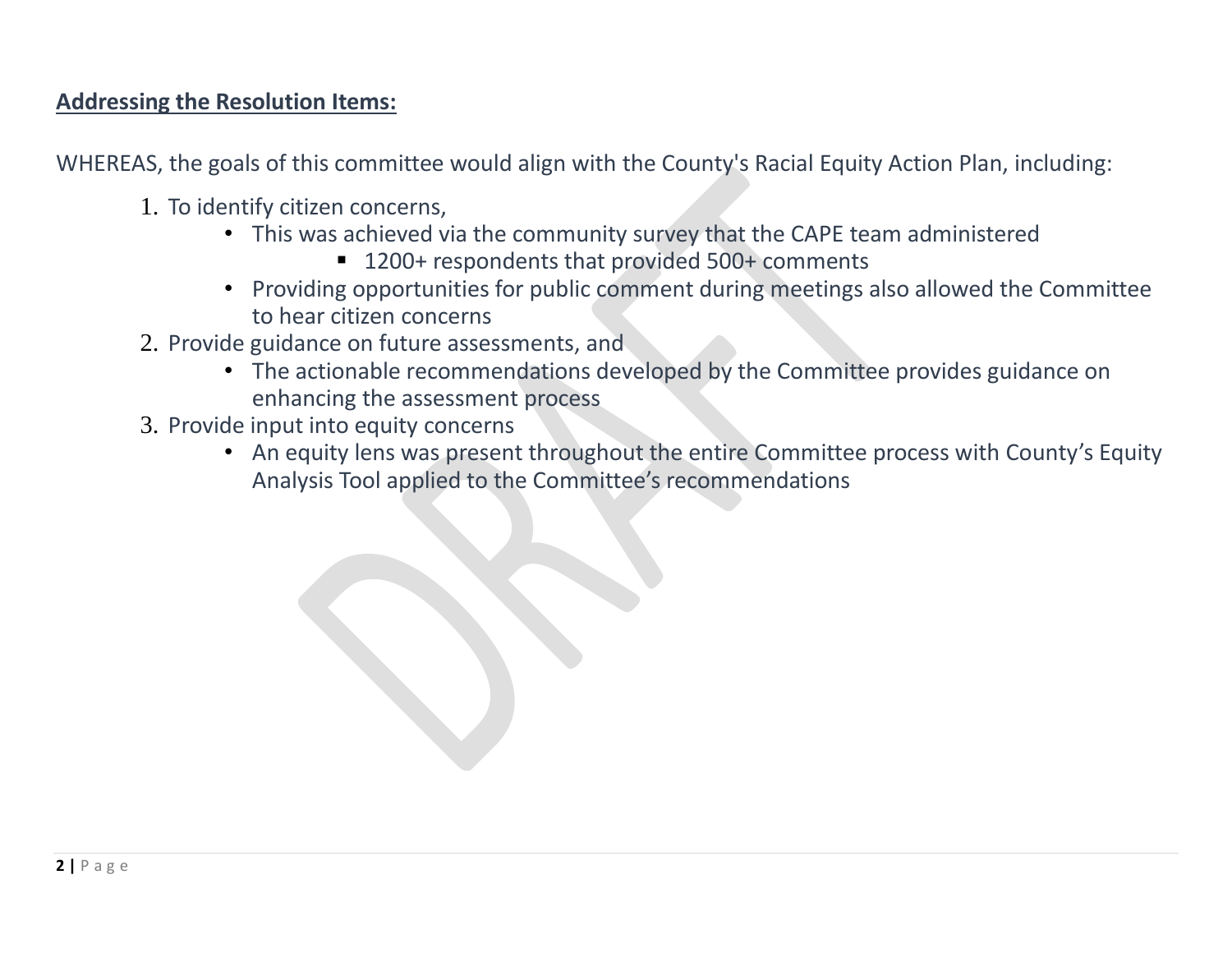**Addressing the Resolution Items:**

WHEREAS, the goals of this committee would align with the County's Racial Equity Action Plan, including:

1. To identify citizen concerns,
   - This was achieved via the community survey that the CAPE team administered
     - 1200+ respondents that provided 500+ comments
   - Providing opportunities for public comment during meetings also allowed the Committee to hear citizen concerns
2. Provide guidance on future assessments, and
   - The actionable recommendations developed by the Committee provides guidance on enhancing the assessment process
3. Provide input into equity concerns
   - An equity lens was present throughout the entire Committee process with County's Equity Analysis Tool applied to the Committee's recommendations